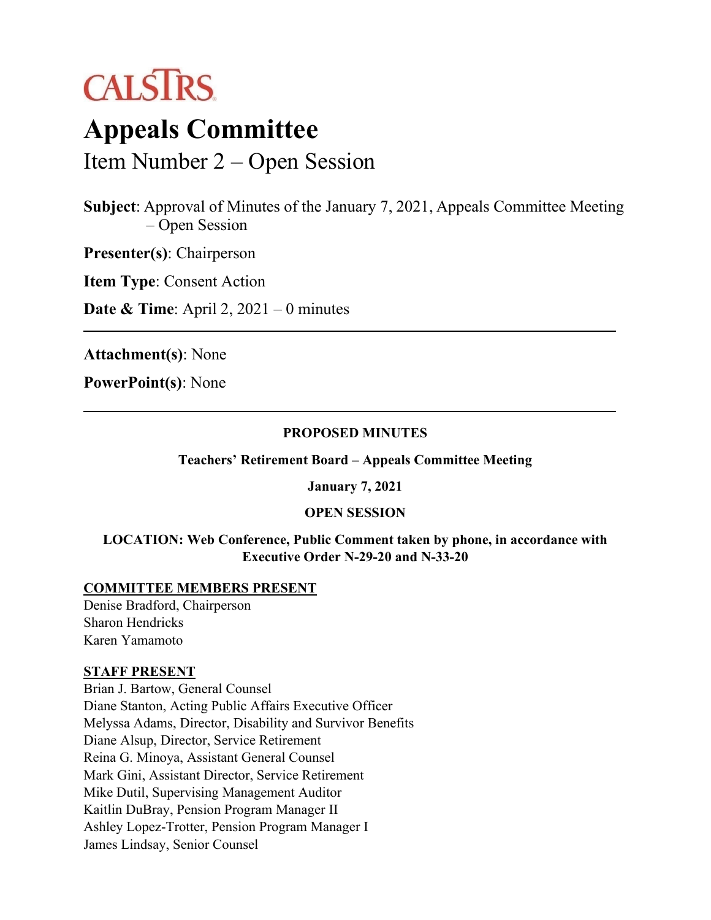CALSTRS

# Appeals Committee

## Item Number 2 – Open Session

**Subject**: Approval of Minutes of the January 7, 2021, Appeals Committee Meeting – Open Session

**Presenter(s)**: Chairperson

**Item Type**: Consent Action

**Date & Time**: April 2, 2021 – 0 minutes

---

**Attachment(s)**: None

**PowerPoint(s)**: None

---

**PROPOSED MINUTES**

**Teachers' Retirement Board – Appeals Committee Meeting**

**January 7, 2021**

**OPEN SESSION**

**LOCATION: Web Conference, Public Comment taken by phone, in accordance with Executive Order N-29-20 and N-33-20**

**COMMITTEE MEMBERS PRESENT**

Denise Bradford, Chairperson
Sharon Hendricks
Karen Yamamoto

**STAFF PRESENT**

Brian J. Bartow, General Counsel
Diane Stanton, Acting Public Affairs Executive Officer
Melyssa Adams, Director, Disability and Survivor Benefits
Diane Alsup, Director, Service Retirement
Reina G. Minoya, Assistant General Counsel
Mark Gini, Assistant Director, Service Retirement
Mike Dutil, Supervising Management Auditor
Kaitlin DuBray, Pension Program Manager II
Ashley Lopez-Trotter, Pension Program Manager I
James Lindsay, Senior Counsel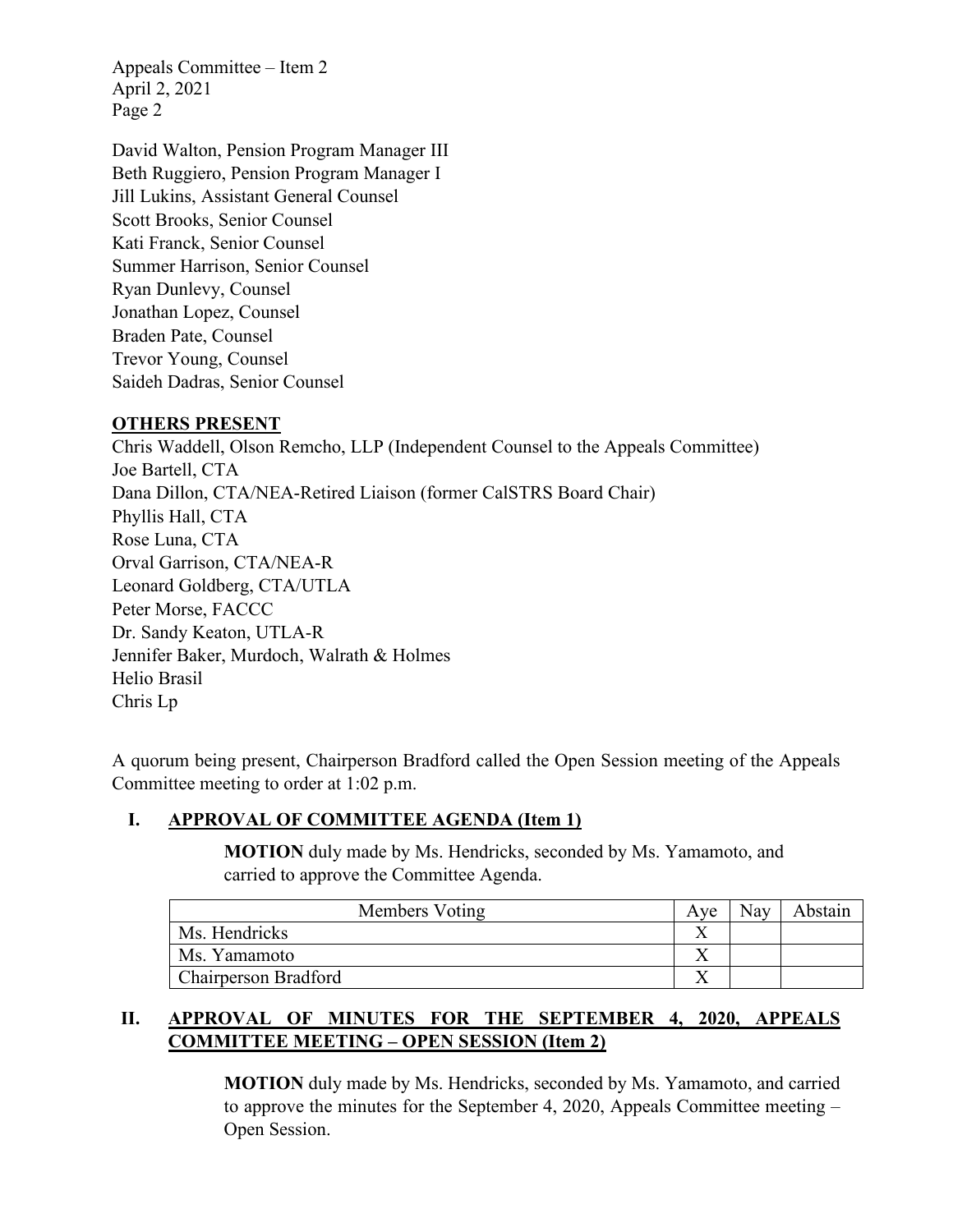David Walton, Pension Program Manager III
Beth Ruggiero, Pension Program Manager I
Jill Lukins, Assistant General Counsel
Scott Brooks, Senior Counsel
Kati Franck, Senior Counsel
Summer Harrison, Senior Counsel
Ryan Dunlevy, Counsel
Jonathan Lopez, Counsel
Braden Pate, Counsel
Trevor Young, Counsel
Saideh Dadras, Senior Counsel

**OTHERS PRESENT**

Chris Waddell, Olson Remcho, LLP (Independent Counsel to the Appeals Committee)
Joe Bartell, CTA
Dana Dillon, CTA/NEA-Retired Liaison (former CalSTRS Board Chair)
Phyllis Hall, CTA
Rose Luna, CTA
Orval Garrison, CTA/NEA-R
Leonard Goldberg, CTA/UTLA
Peter Morse, FACCC
Dr. Sandy Keaton, UTLA-R
Jennifer Baker, Murdoch, Walrath & Holmes
Helio Brasil
Chris Lp

A quorum being present, Chairperson Bradford called the Open Session meeting of the Appeals Committee meeting to order at 1:02 p.m.

## I. APPROVAL OF COMMITTEE AGENDA (Item 1)

**MOTION** duly made by Ms. Hendricks, seconded by Ms. Yamamoto, and carried to approve the Committee Agenda.

| Members Voting | Aye | Nay | Abstain |
|---|---|---|---|
| Ms. Hendricks | X | | |
| Ms. Yamamoto | X | | |
| Chairperson Bradford | X | | |

## II. APPROVAL OF MINUTES FOR THE SEPTEMBER 4, 2020, APPEALS COMMITTEE MEETING – OPEN SESSION (Item 2)

**MOTION** duly made by Ms. Hendricks, seconded by Ms. Yamamoto, and carried to approve the minutes for the September 4, 2020, Appeals Committee meeting – Open Session.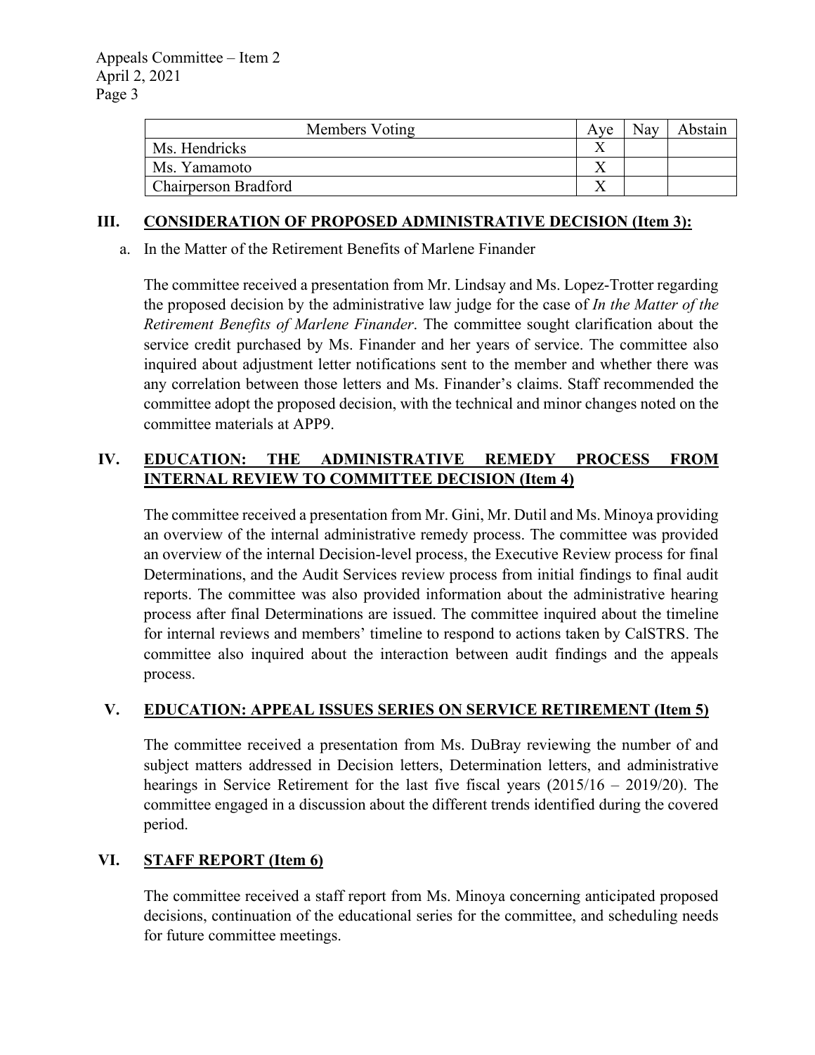| Members Voting | Aye | Nay | Abstain |
|---|---|---|---|
| Ms. Hendricks | X | | |
| Ms. Yamamoto | X | | |
| Chairperson Bradford | X | | |

## III. CONSIDERATION OF PROPOSED ADMINISTRATIVE DECISION (Item 3):

a. In the Matter of the Retirement Benefits of Marlene Finander

The committee received a presentation from Mr. Lindsay and Ms. Lopez-Trotter regarding the proposed decision by the administrative law judge for the case of *In the Matter of the Retirement Benefits of Marlene Finander*. The committee sought clarification about the service credit purchased by Ms. Finander and her years of service. The committee also inquired about adjustment letter notifications sent to the member and whether there was any correlation between those letters and Ms. Finander's claims. Staff recommended the committee adopt the proposed decision, with the technical and minor changes noted on the committee materials at APP9.

## IV. EDUCATION: THE ADMINISTRATIVE REMEDY PROCESS FROM INTERNAL REVIEW TO COMMITTEE DECISION (Item 4)

The committee received a presentation from Mr. Gini, Mr. Dutil and Ms. Minoya providing an overview of the internal administrative remedy process. The committee was provided an overview of the internal Decision-level process, the Executive Review process for final Determinations, and the Audit Services review process from initial findings to final audit reports. The committee was also provided information about the administrative hearing process after final Determinations are issued. The committee inquired about the timeline for internal reviews and members' timeline to respond to actions taken by CalSTRS. The committee also inquired about the interaction between audit findings and the appeals process.

## V. EDUCATION: APPEAL ISSUES SERIES ON SERVICE RETIREMENT (Item 5)

The committee received a presentation from Ms. DuBray reviewing the number of and subject matters addressed in Decision letters, Determination letters, and administrative hearings in Service Retirement for the last five fiscal years (2015/16 – 2019/20). The committee engaged in a discussion about the different trends identified during the covered period.

## VI. STAFF REPORT (Item 6)

The committee received a staff report from Ms. Minoya concerning anticipated proposed decisions, continuation of the educational series for the committee, and scheduling needs for future committee meetings.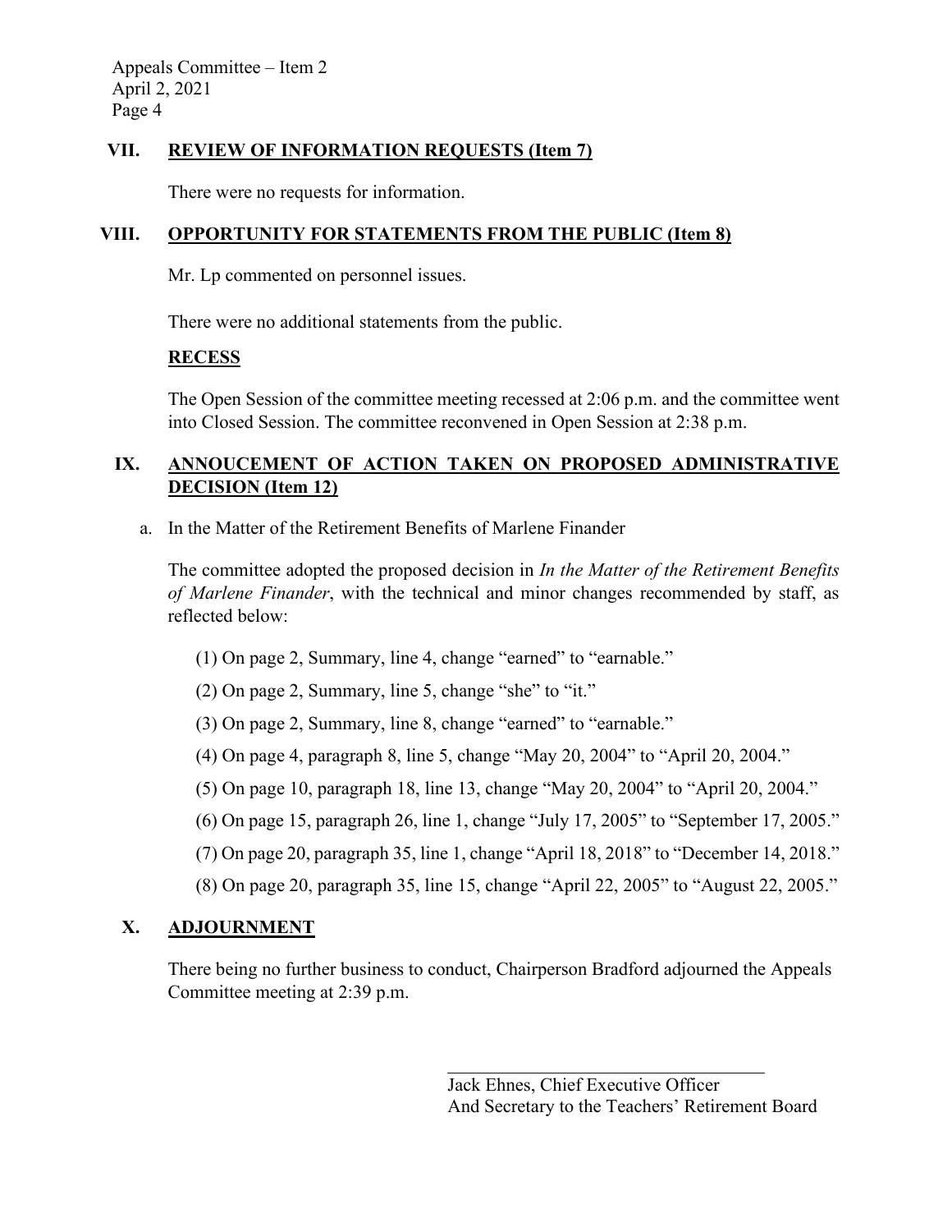## VII. REVIEW OF INFORMATION REQUESTS (Item 7)

There were no requests for information.

## VIII. OPPORTUNITY FOR STATEMENTS FROM THE PUBLIC (Item 8)

Mr. Lp commented on personnel issues.

There were no additional statements from the public.

### RECESS

The Open Session of the committee meeting recessed at 2:06 p.m. and the committee went into Closed Session. The committee reconvened in Open Session at 2:38 p.m.

## IX. ANNOUCEMENT OF ACTION TAKEN ON PROPOSED ADMINISTRATIVE DECISION (Item 12)

a. In the Matter of the Retirement Benefits of Marlene Finander

The committee adopted the proposed decision in *In the Matter of the Retirement Benefits of Marlene Finander*, with the technical and minor changes recommended by staff, as reflected below:

(1) On page 2, Summary, line 4, change "earned" to "earnable."

(2) On page 2, Summary, line 5, change "she" to "it."

(3) On page 2, Summary, line 8, change "earned" to "earnable."

(4) On page 4, paragraph 8, line 5, change "May 20, 2004" to "April 20, 2004."

(5) On page 10, paragraph 18, line 13, change "May 20, 2004" to "April 20, 2004."

(6) On page 15, paragraph 26, line 1, change "July 17, 2005" to "September 17, 2005."

(7) On page 20, paragraph 35, line 1, change "April 18, 2018" to "December 14, 2018."

(8) On page 20, paragraph 35, line 15, change "April 22, 2005" to "August 22, 2005."

## X. ADJOURNMENT

There being no further business to conduct, Chairperson Bradford adjourned the Appeals Committee meeting at 2:39 p.m.

\_\_\_\_\_\_\_\_\_\_\_\_\_\_\_\_\_\_\_\_\_\_\_\_\_\_\_\_\_\_\_\_\_\_\_\_

Jack Ehnes, Chief Executive Officer  
And Secretary to the Teachers' Retirement Board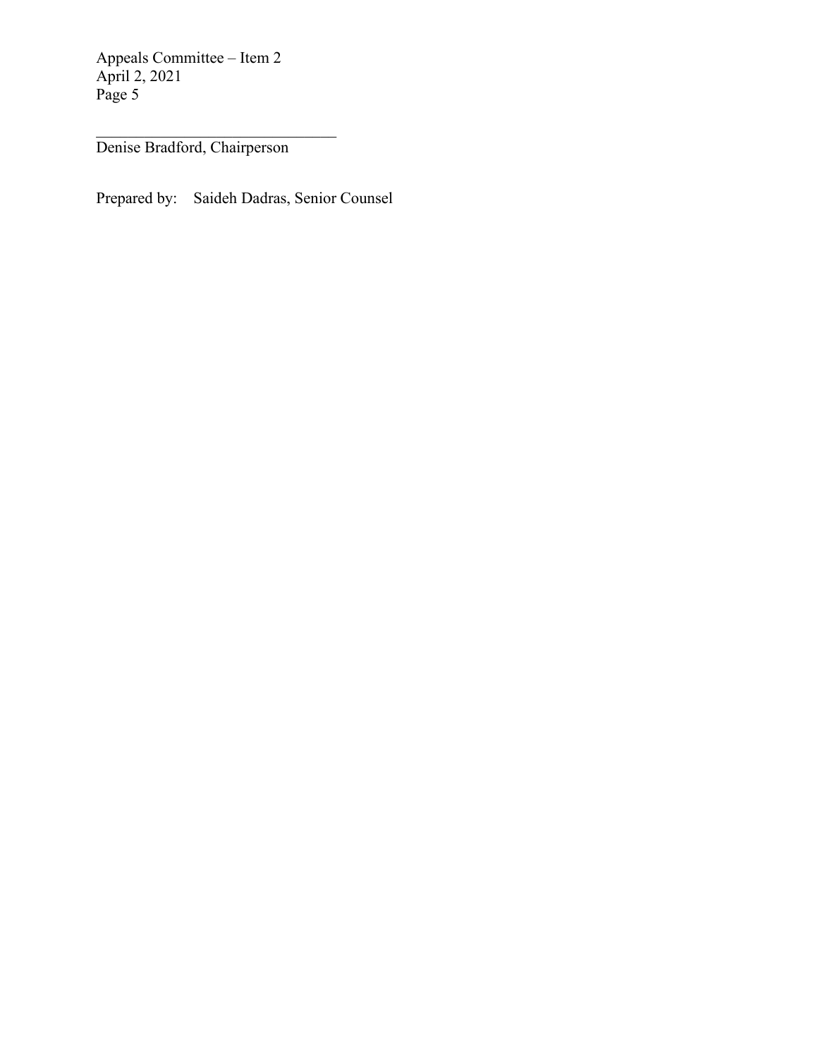\_\_\_\_\_\_\_\_\_\_\_\_\_\_\_\_\_\_\_\_\_\_\_\_\_\_\_\_\_\_\_\_
Denise Bradford, Chairperson

Prepared by: Saideh Dadras, Senior Counsel